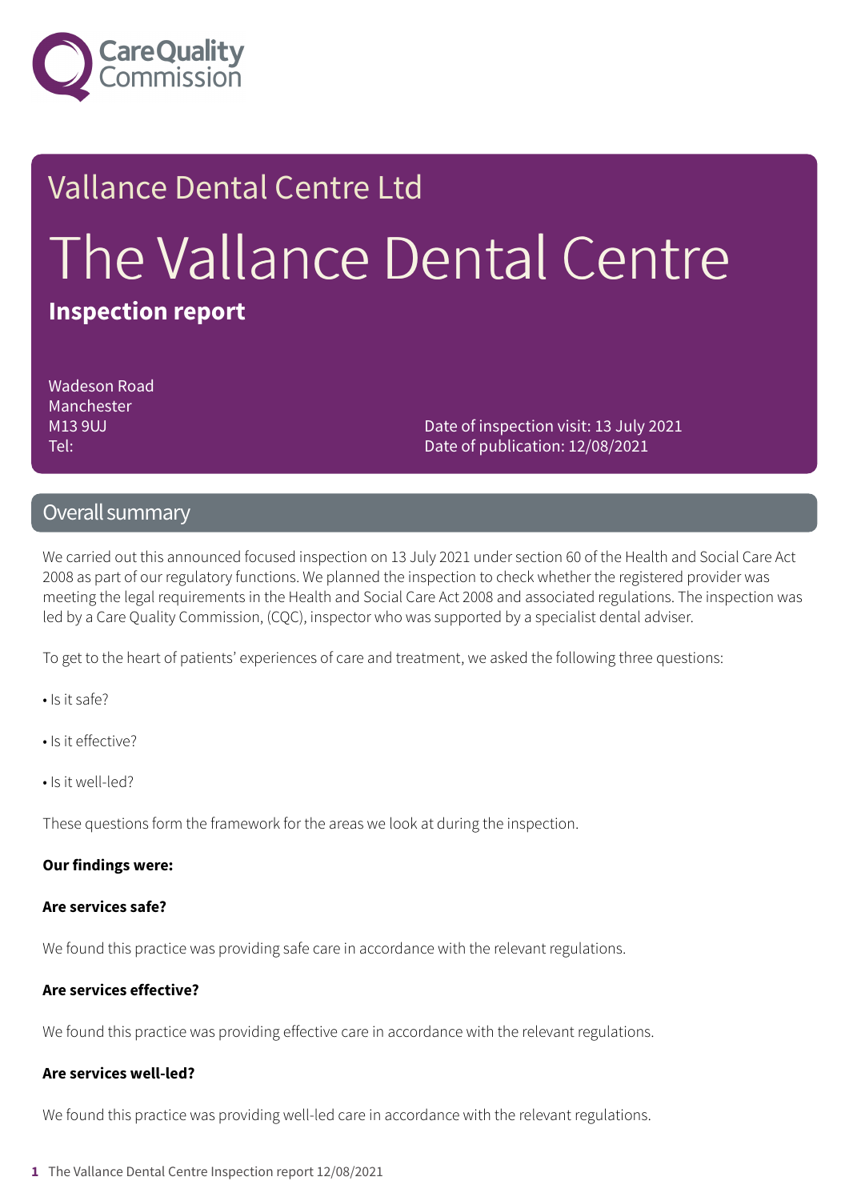Care Quality Commission

# Vallance Dental Centre Ltd

# The Vallance Dental Centre

## Inspection report

Wadeson Road
Manchester
M13 9UJ
Tel:

Date of inspection visit: 13 July 2021
Date of publication: 12/08/2021

## Overall summary

We carried out this announced focused inspection on 13 July 2021 under section 60 of the Health and Social Care Act 2008 as part of our regulatory functions. We planned the inspection to check whether the registered provider was meeting the legal requirements in the Health and Social Care Act 2008 and associated regulations. The inspection was led by a Care Quality Commission, (CQC), inspector who was supported by a specialist dental adviser.

To get to the heart of patients' experiences of care and treatment, we asked the following three questions:

- Is it safe?
- Is it effective?
- Is it well-led?

These questions form the framework for the areas we look at during the inspection.

**Our findings were:**

**Are services safe?**

We found this practice was providing safe care in accordance with the relevant regulations.

**Are services effective?**

We found this practice was providing effective care in accordance with the relevant regulations.

**Are services well-led?**

We found this practice was providing well-led care in accordance with the relevant regulations.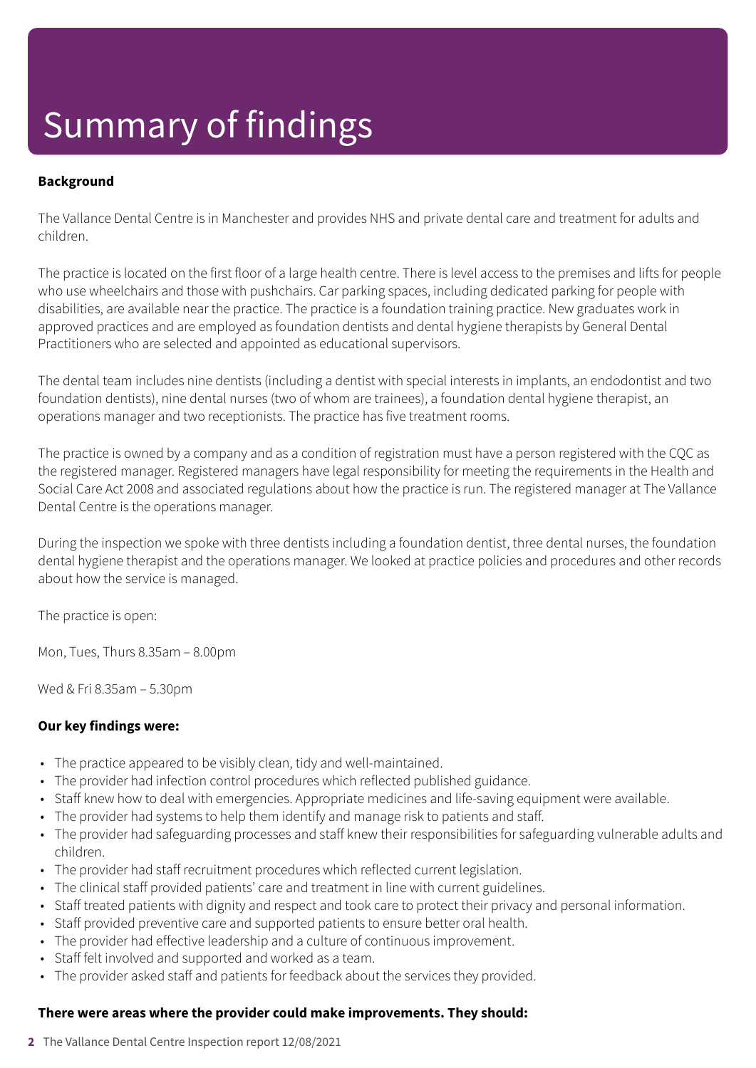# Summary of findings

**Background**

The Vallance Dental Centre is in Manchester and provides NHS and private dental care and treatment for adults and children.

The practice is located on the first floor of a large health centre. There is level access to the premises and lifts for people who use wheelchairs and those with pushchairs. Car parking spaces, including dedicated parking for people with disabilities, are available near the practice. The practice is a foundation training practice. New graduates work in approved practices and are employed as foundation dentists and dental hygiene therapists by General Dental Practitioners who are selected and appointed as educational supervisors.

The dental team includes nine dentists (including a dentist with special interests in implants, an endodontist and two foundation dentists), nine dental nurses (two of whom are trainees), a foundation dental hygiene therapist, an operations manager and two receptionists. The practice has five treatment rooms.

The practice is owned by a company and as a condition of registration must have a person registered with the CQC as the registered manager. Registered managers have legal responsibility for meeting the requirements in the Health and Social Care Act 2008 and associated regulations about how the practice is run. The registered manager at The Vallance Dental Centre is the operations manager.

During the inspection we spoke with three dentists including a foundation dentist, three dental nurses, the foundation dental hygiene therapist and the operations manager. We looked at practice policies and procedures and other records about how the service is managed.

The practice is open:

Mon, Tues, Thurs 8.35am – 8.00pm

Wed & Fri 8.35am – 5.30pm

**Our key findings were:**

- The practice appeared to be visibly clean, tidy and well-maintained.
- The provider had infection control procedures which reflected published guidance.
- Staff knew how to deal with emergencies. Appropriate medicines and life-saving equipment were available.
- The provider had systems to help them identify and manage risk to patients and staff.
- The provider had safeguarding processes and staff knew their responsibilities for safeguarding vulnerable adults and children.
- The provider had staff recruitment procedures which reflected current legislation.
- The clinical staff provided patients' care and treatment in line with current guidelines.
- Staff treated patients with dignity and respect and took care to protect their privacy and personal information.
- Staff provided preventive care and supported patients to ensure better oral health.
- The provider had effective leadership and a culture of continuous improvement.
- Staff felt involved and supported and worked as a team.
- The provider asked staff and patients for feedback about the services they provided.

**There were areas where the provider could make improvements. They should:**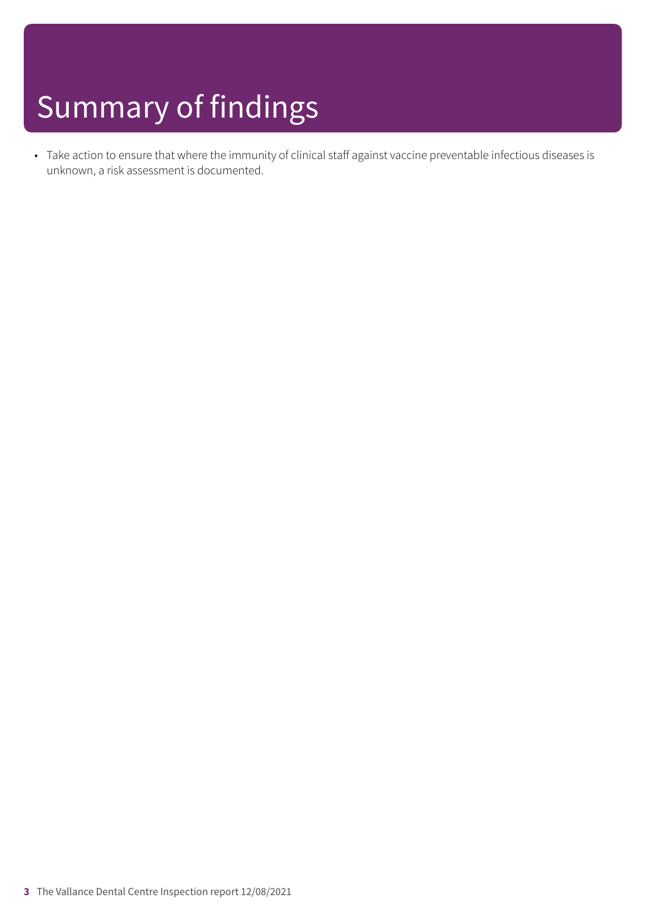# Summary of findings

- Take action to ensure that where the immunity of clinical staff against vaccine preventable infectious diseases is unknown, a risk assessment is documented.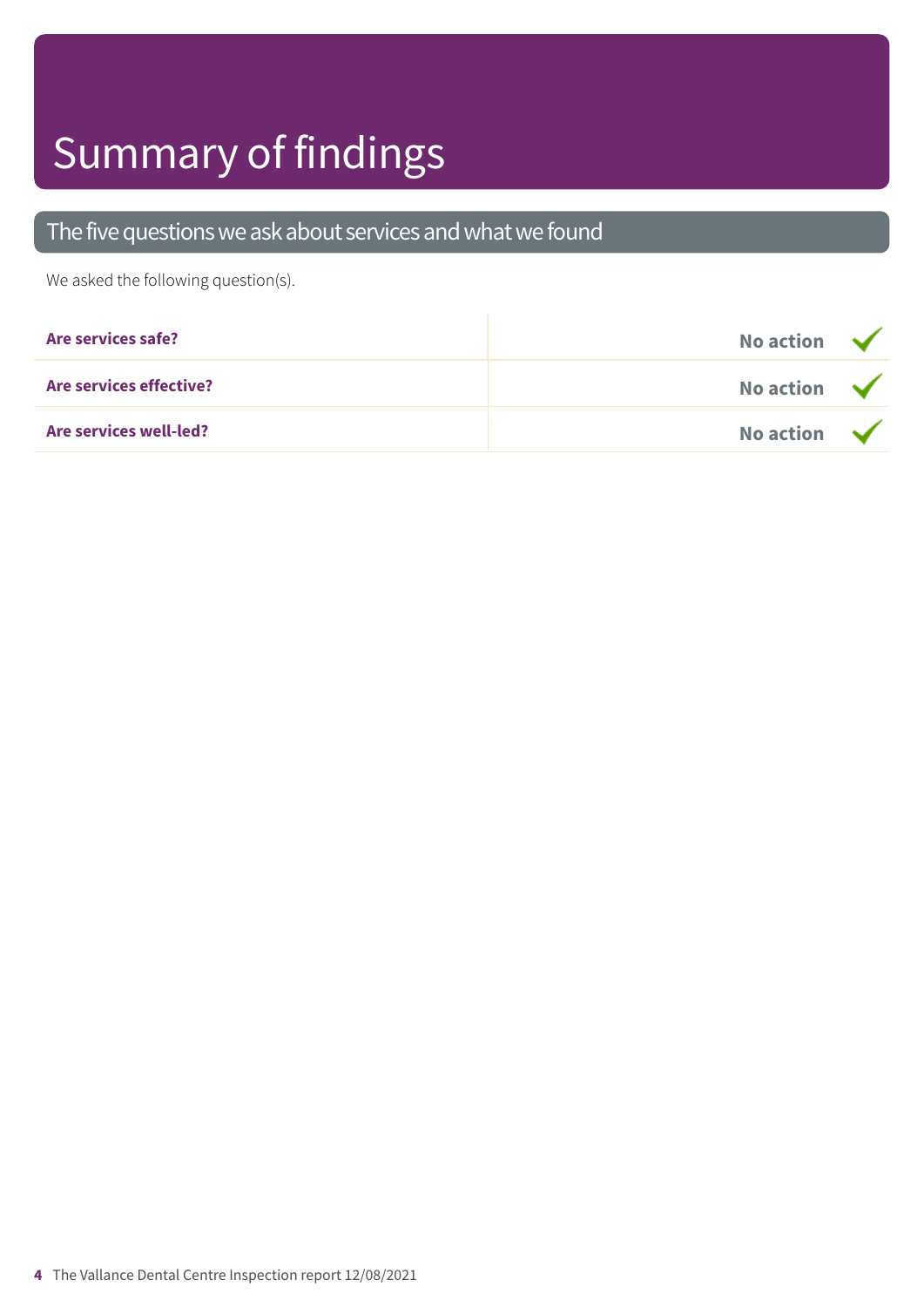# Summary of findings

## The five questions we ask about services and what we found

We asked the following question(s).

| | |
|---|---|
| **Are services safe?** | **No action** ✓ |
| **Are services effective?** | **No action** ✓ |
| **Are services well-led?** | **No action** ✓ |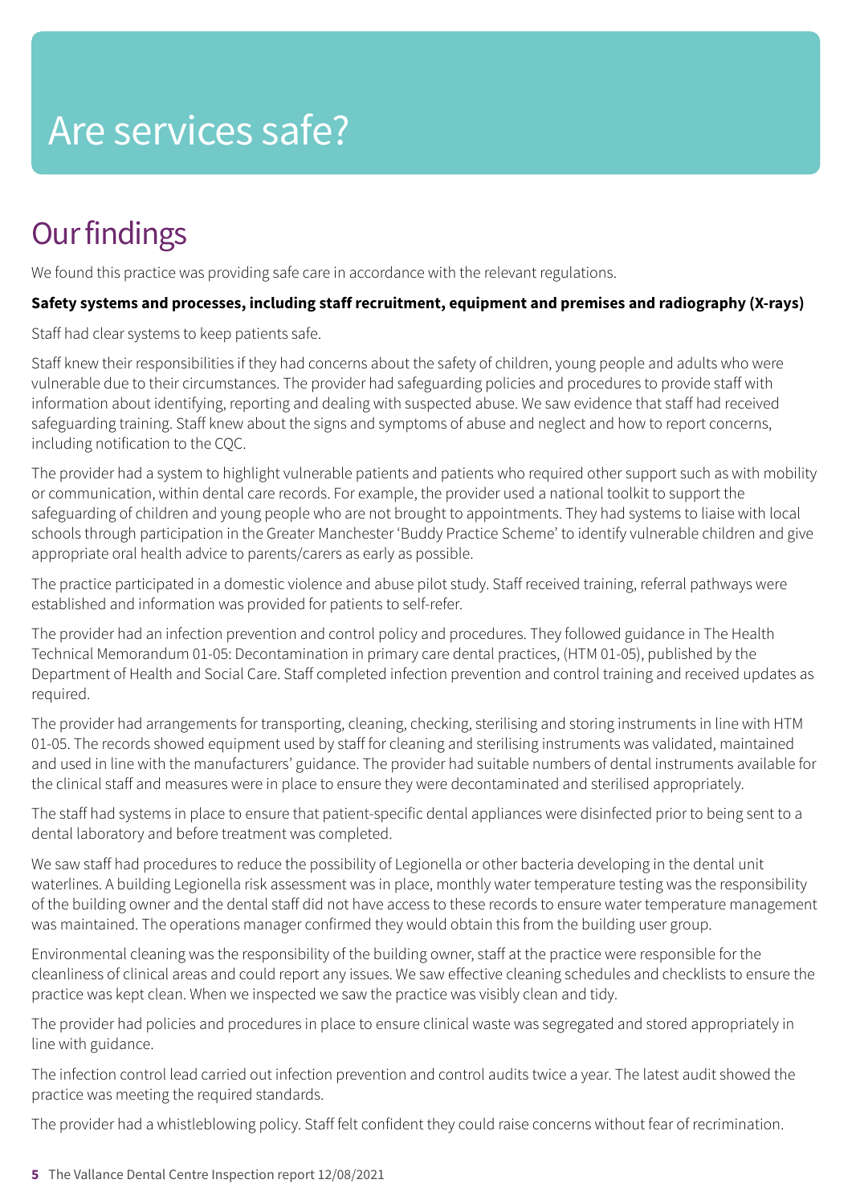# Are services safe?

## Our findings

We found this practice was providing safe care in accordance with the relevant regulations.

**Safety systems and processes, including staff recruitment, equipment and premises and radiography (X-rays)**

Staff had clear systems to keep patients safe.

Staff knew their responsibilities if they had concerns about the safety of children, young people and adults who were vulnerable due to their circumstances. The provider had safeguarding policies and procedures to provide staff with information about identifying, reporting and dealing with suspected abuse. We saw evidence that staff had received safeguarding training. Staff knew about the signs and symptoms of abuse and neglect and how to report concerns, including notification to the CQC.

The provider had a system to highlight vulnerable patients and patients who required other support such as with mobility or communication, within dental care records. For example, the provider used a national toolkit to support the safeguarding of children and young people who are not brought to appointments. They had systems to liaise with local schools through participation in the Greater Manchester 'Buddy Practice Scheme' to identify vulnerable children and give appropriate oral health advice to parents/carers as early as possible.

The practice participated in a domestic violence and abuse pilot study. Staff received training, referral pathways were established and information was provided for patients to self-refer.

The provider had an infection prevention and control policy and procedures. They followed guidance in The Health Technical Memorandum 01-05: Decontamination in primary care dental practices, (HTM 01-05), published by the Department of Health and Social Care. Staff completed infection prevention and control training and received updates as required.

The provider had arrangements for transporting, cleaning, checking, sterilising and storing instruments in line with HTM 01-05. The records showed equipment used by staff for cleaning and sterilising instruments was validated, maintained and used in line with the manufacturers' guidance. The provider had suitable numbers of dental instruments available for the clinical staff and measures were in place to ensure they were decontaminated and sterilised appropriately.

The staff had systems in place to ensure that patient-specific dental appliances were disinfected prior to being sent to a dental laboratory and before treatment was completed.

We saw staff had procedures to reduce the possibility of Legionella or other bacteria developing in the dental unit waterlines. A building Legionella risk assessment was in place, monthly water temperature testing was the responsibility of the building owner and the dental staff did not have access to these records to ensure water temperature management was maintained. The operations manager confirmed they would obtain this from the building user group.

Environmental cleaning was the responsibility of the building owner, staff at the practice were responsible for the cleanliness of clinical areas and could report any issues. We saw effective cleaning schedules and checklists to ensure the practice was kept clean. When we inspected we saw the practice was visibly clean and tidy.

The provider had policies and procedures in place to ensure clinical waste was segregated and stored appropriately in line with guidance.

The infection control lead carried out infection prevention and control audits twice a year. The latest audit showed the practice was meeting the required standards.

The provider had a whistleblowing policy. Staff felt confident they could raise concerns without fear of recrimination.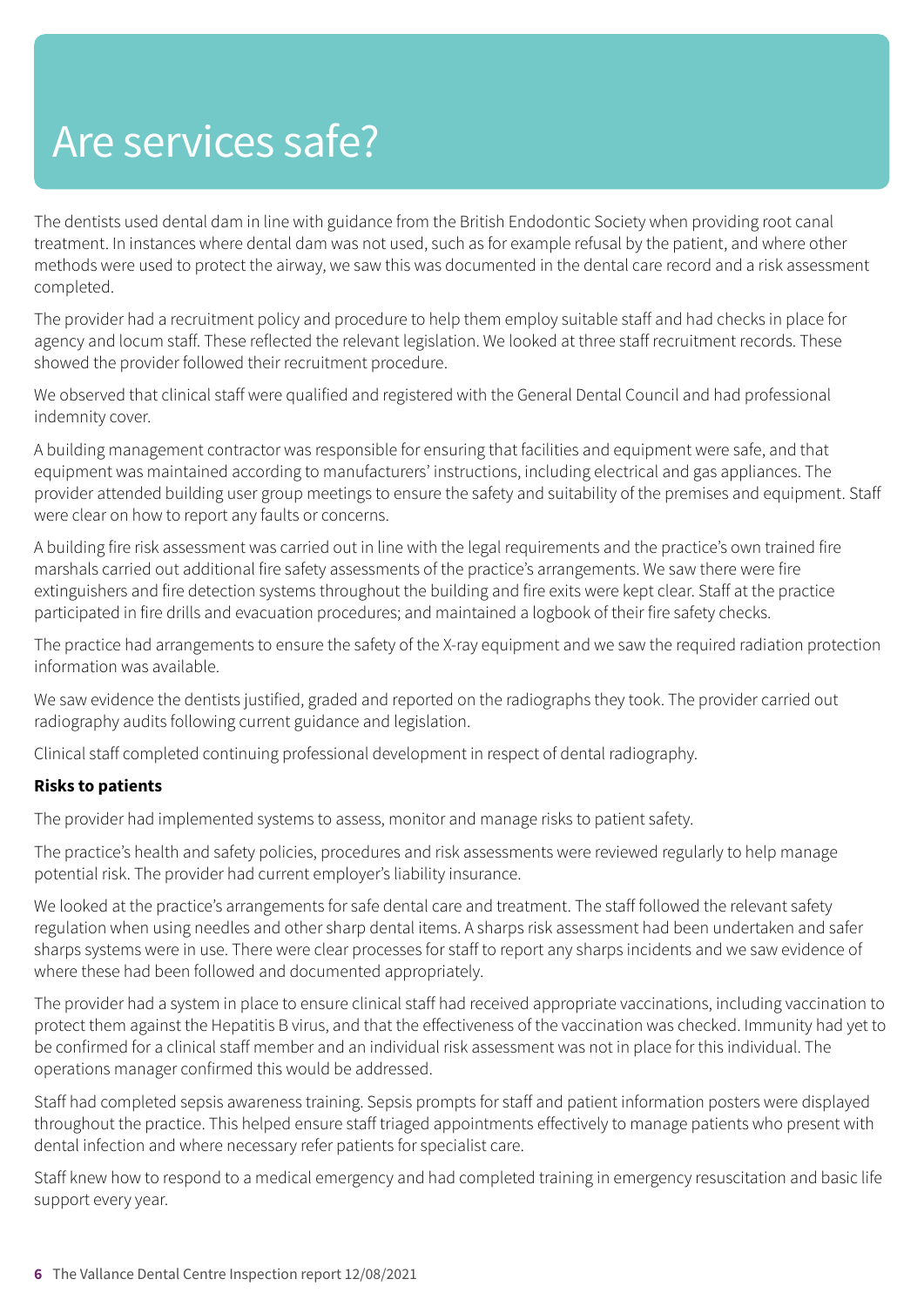# Are services safe?

The dentists used dental dam in line with guidance from the British Endodontic Society when providing root canal treatment. In instances where dental dam was not used, such as for example refusal by the patient, and where other methods were used to protect the airway, we saw this was documented in the dental care record and a risk assessment completed.

The provider had a recruitment policy and procedure to help them employ suitable staff and had checks in place for agency and locum staff. These reflected the relevant legislation. We looked at three staff recruitment records. These showed the provider followed their recruitment procedure.

We observed that clinical staff were qualified and registered with the General Dental Council and had professional indemnity cover.

A building management contractor was responsible for ensuring that facilities and equipment were safe, and that equipment was maintained according to manufacturers' instructions, including electrical and gas appliances. The provider attended building user group meetings to ensure the safety and suitability of the premises and equipment. Staff were clear on how to report any faults or concerns.

A building fire risk assessment was carried out in line with the legal requirements and the practice's own trained fire marshals carried out additional fire safety assessments of the practice's arrangements. We saw there were fire extinguishers and fire detection systems throughout the building and fire exits were kept clear. Staff at the practice participated in fire drills and evacuation procedures; and maintained a logbook of their fire safety checks.

The practice had arrangements to ensure the safety of the X-ray equipment and we saw the required radiation protection information was available.

We saw evidence the dentists justified, graded and reported on the radiographs they took. The provider carried out radiography audits following current guidance and legislation.

Clinical staff completed continuing professional development in respect of dental radiography.

**Risks to patients**

The provider had implemented systems to assess, monitor and manage risks to patient safety.

The practice's health and safety policies, procedures and risk assessments were reviewed regularly to help manage potential risk. The provider had current employer's liability insurance.

We looked at the practice's arrangements for safe dental care and treatment. The staff followed the relevant safety regulation when using needles and other sharp dental items. A sharps risk assessment had been undertaken and safer sharps systems were in use. There were clear processes for staff to report any sharps incidents and we saw evidence of where these had been followed and documented appropriately.

The provider had a system in place to ensure clinical staff had received appropriate vaccinations, including vaccination to protect them against the Hepatitis B virus, and that the effectiveness of the vaccination was checked. Immunity had yet to be confirmed for a clinical staff member and an individual risk assessment was not in place for this individual. The operations manager confirmed this would be addressed.

Staff had completed sepsis awareness training. Sepsis prompts for staff and patient information posters were displayed throughout the practice. This helped ensure staff triaged appointments effectively to manage patients who present with dental infection and where necessary refer patients for specialist care.

Staff knew how to respond to a medical emergency and had completed training in emergency resuscitation and basic life support every year.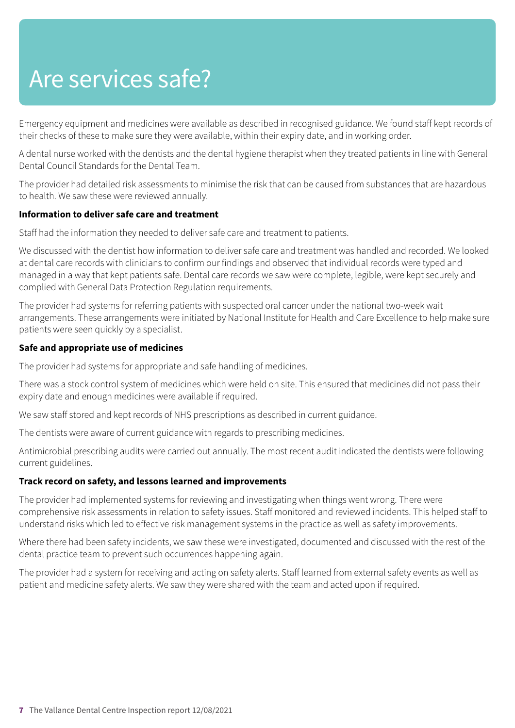# Are services safe?

Emergency equipment and medicines were available as described in recognised guidance. We found staff kept records of their checks of these to make sure they were available, within their expiry date, and in working order.

A dental nurse worked with the dentists and the dental hygiene therapist when they treated patients in line with General Dental Council Standards for the Dental Team.

The provider had detailed risk assessments to minimise the risk that can be caused from substances that are hazardous to health. We saw these were reviewed annually.

**Information to deliver safe care and treatment**

Staff had the information they needed to deliver safe care and treatment to patients.

We discussed with the dentist how information to deliver safe care and treatment was handled and recorded. We looked at dental care records with clinicians to confirm our findings and observed that individual records were typed and managed in a way that kept patients safe. Dental care records we saw were complete, legible, were kept securely and complied with General Data Protection Regulation requirements.

The provider had systems for referring patients with suspected oral cancer under the national two-week wait arrangements. These arrangements were initiated by National Institute for Health and Care Excellence to help make sure patients were seen quickly by a specialist.

**Safe and appropriate use of medicines**

The provider had systems for appropriate and safe handling of medicines.

There was a stock control system of medicines which were held on site. This ensured that medicines did not pass their expiry date and enough medicines were available if required.

We saw staff stored and kept records of NHS prescriptions as described in current guidance.

The dentists were aware of current guidance with regards to prescribing medicines.

Antimicrobial prescribing audits were carried out annually. The most recent audit indicated the dentists were following current guidelines.

**Track record on safety, and lessons learned and improvements**

The provider had implemented systems for reviewing and investigating when things went wrong. There were comprehensive risk assessments in relation to safety issues. Staff monitored and reviewed incidents. This helped staff to understand risks which led to effective risk management systems in the practice as well as safety improvements.

Where there had been safety incidents, we saw these were investigated, documented and discussed with the rest of the dental practice team to prevent such occurrences happening again.

The provider had a system for receiving and acting on safety alerts. Staff learned from external safety events as well as patient and medicine safety alerts. We saw they were shared with the team and acted upon if required.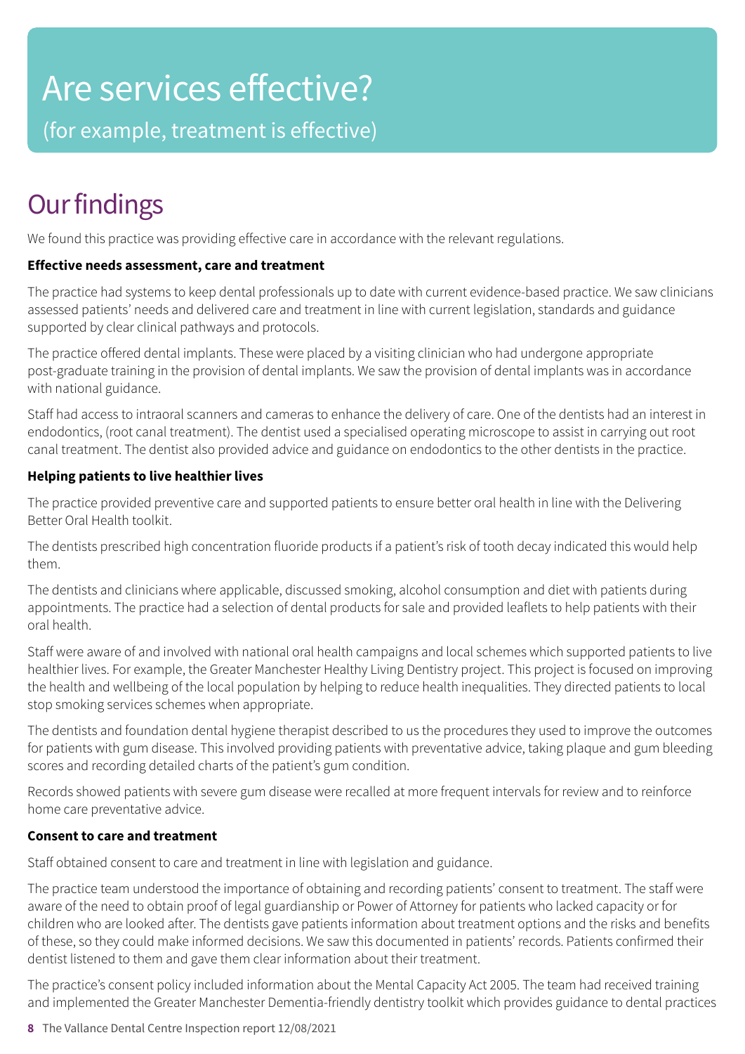# Are services effective?

(for example, treatment is effective)

## Our findings

We found this practice was providing effective care in accordance with the relevant regulations.

**Effective needs assessment, care and treatment**

The practice had systems to keep dental professionals up to date with current evidence-based practice. We saw clinicians assessed patients' needs and delivered care and treatment in line with current legislation, standards and guidance supported by clear clinical pathways and protocols.

The practice offered dental implants. These were placed by a visiting clinician who had undergone appropriate post-graduate training in the provision of dental implants. We saw the provision of dental implants was in accordance with national guidance.

Staff had access to intraoral scanners and cameras to enhance the delivery of care. One of the dentists had an interest in endodontics, (root canal treatment). The dentist used a specialised operating microscope to assist in carrying out root canal treatment. The dentist also provided advice and guidance on endodontics to the other dentists in the practice.

**Helping patients to live healthier lives**

The practice provided preventive care and supported patients to ensure better oral health in line with the Delivering Better Oral Health toolkit.

The dentists prescribed high concentration fluoride products if a patient's risk of tooth decay indicated this would help them.

The dentists and clinicians where applicable, discussed smoking, alcohol consumption and diet with patients during appointments. The practice had a selection of dental products for sale and provided leaflets to help patients with their oral health.

Staff were aware of and involved with national oral health campaigns and local schemes which supported patients to live healthier lives. For example, the Greater Manchester Healthy Living Dentistry project. This project is focused on improving the health and wellbeing of the local population by helping to reduce health inequalities. They directed patients to local stop smoking services schemes when appropriate.

The dentists and foundation dental hygiene therapist described to us the procedures they used to improve the outcomes for patients with gum disease. This involved providing patients with preventative advice, taking plaque and gum bleeding scores and recording detailed charts of the patient's gum condition.

Records showed patients with severe gum disease were recalled at more frequent intervals for review and to reinforce home care preventative advice.

**Consent to care and treatment**

Staff obtained consent to care and treatment in line with legislation and guidance.

The practice team understood the importance of obtaining and recording patients' consent to treatment. The staff were aware of the need to obtain proof of legal guardianship or Power of Attorney for patients who lacked capacity or for children who are looked after. The dentists gave patients information about treatment options and the risks and benefits of these, so they could make informed decisions. We saw this documented in patients' records. Patients confirmed their dentist listened to them and gave them clear information about their treatment.

The practice's consent policy included information about the Mental Capacity Act 2005. The team had received training and implemented the Greater Manchester Dementia-friendly dentistry toolkit which provides guidance to dental practices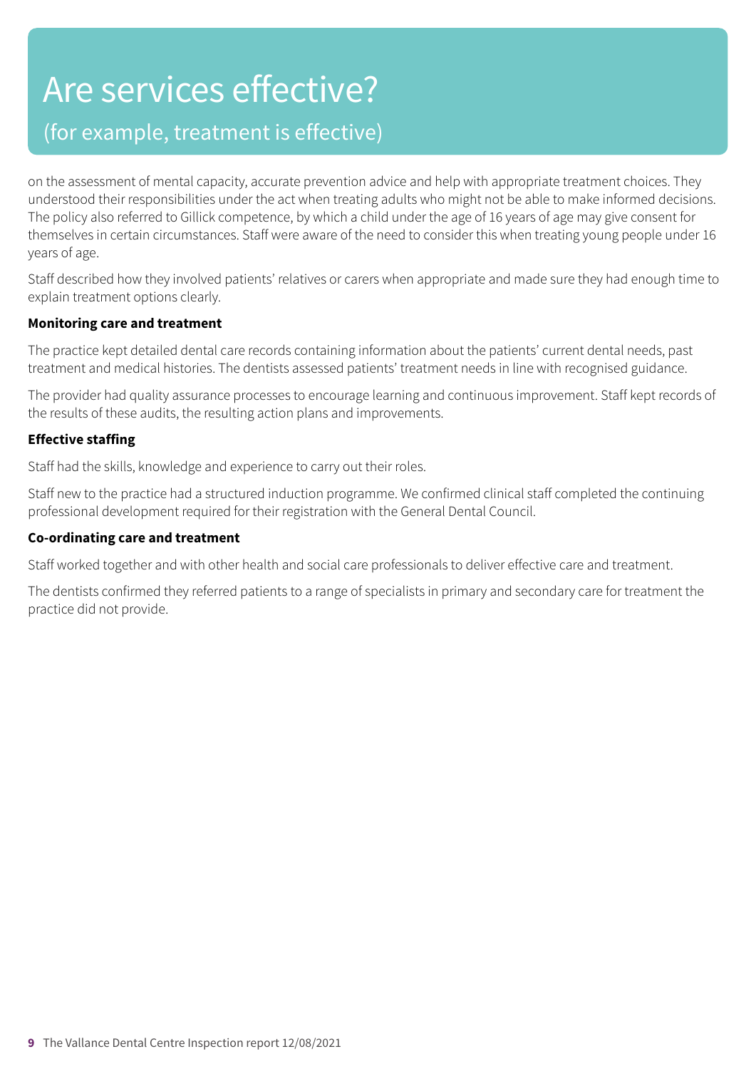# Are services effective?

## (for example, treatment is effective)

on the assessment of mental capacity, accurate prevention advice and help with appropriate treatment choices. They understood their responsibilities under the act when treating adults who might not be able to make informed decisions. The policy also referred to Gillick competence, by which a child under the age of 16 years of age may give consent for themselves in certain circumstances. Staff were aware of the need to consider this when treating young people under 16 years of age.

Staff described how they involved patients' relatives or carers when appropriate and made sure they had enough time to explain treatment options clearly.

**Monitoring care and treatment**

The practice kept detailed dental care records containing information about the patients' current dental needs, past treatment and medical histories. The dentists assessed patients' treatment needs in line with recognised guidance.

The provider had quality assurance processes to encourage learning and continuous improvement. Staff kept records of the results of these audits, the resulting action plans and improvements.

**Effective staffing**

Staff had the skills, knowledge and experience to carry out their roles.

Staff new to the practice had a structured induction programme. We confirmed clinical staff completed the continuing professional development required for their registration with the General Dental Council.

**Co-ordinating care and treatment**

Staff worked together and with other health and social care professionals to deliver effective care and treatment.

The dentists confirmed they referred patients to a range of specialists in primary and secondary care for treatment the practice did not provide.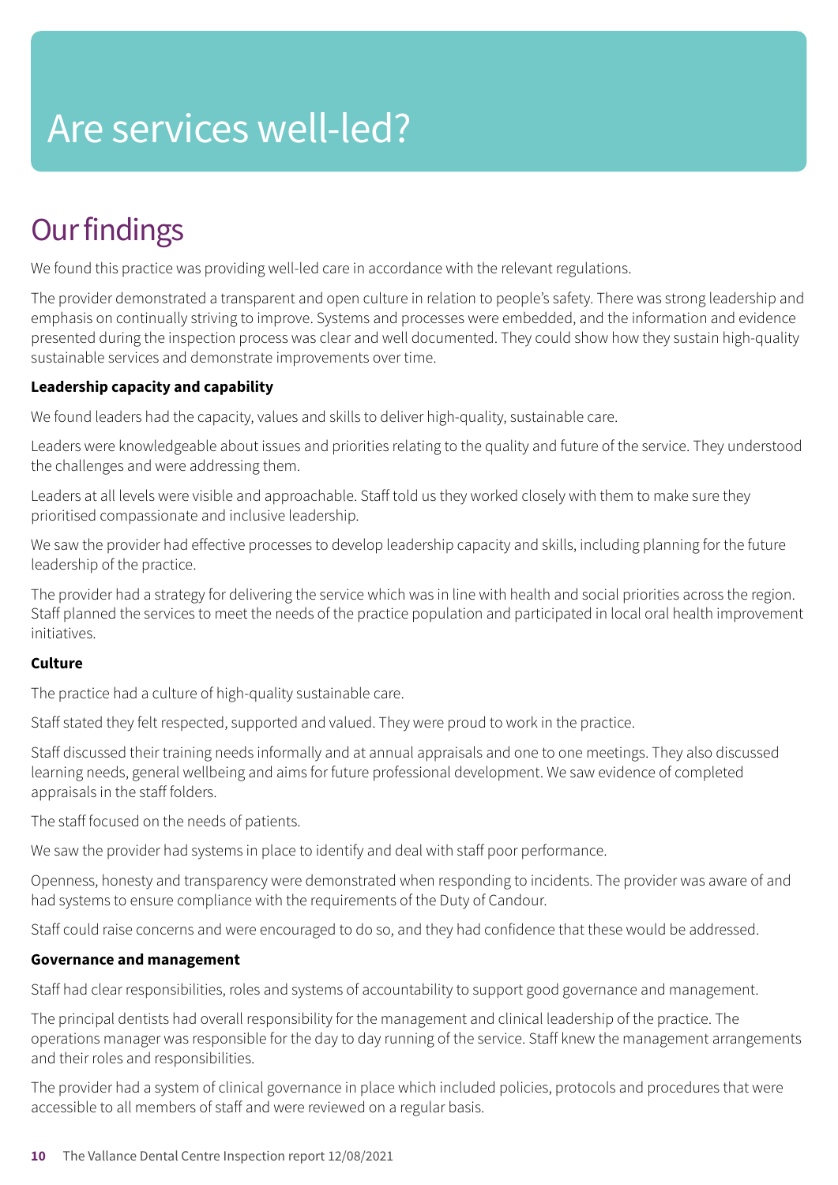# Are services well-led?

## Our findings

We found this practice was providing well-led care in accordance with the relevant regulations.

The provider demonstrated a transparent and open culture in relation to people's safety. There was strong leadership and emphasis on continually striving to improve. Systems and processes were embedded, and the information and evidence presented during the inspection process was clear and well documented. They could show how they sustain high-quality sustainable services and demonstrate improvements over time.

**Leadership capacity and capability**

We found leaders had the capacity, values and skills to deliver high-quality, sustainable care.

Leaders were knowledgeable about issues and priorities relating to the quality and future of the service. They understood the challenges and were addressing them.

Leaders at all levels were visible and approachable. Staff told us they worked closely with them to make sure they prioritised compassionate and inclusive leadership.

We saw the provider had effective processes to develop leadership capacity and skills, including planning for the future leadership of the practice.

The provider had a strategy for delivering the service which was in line with health and social priorities across the region. Staff planned the services to meet the needs of the practice population and participated in local oral health improvement initiatives.

**Culture**

The practice had a culture of high-quality sustainable care.

Staff stated they felt respected, supported and valued. They were proud to work in the practice.

Staff discussed their training needs informally and at annual appraisals and one to one meetings. They also discussed learning needs, general wellbeing and aims for future professional development. We saw evidence of completed appraisals in the staff folders.

The staff focused on the needs of patients.

We saw the provider had systems in place to identify and deal with staff poor performance.

Openness, honesty and transparency were demonstrated when responding to incidents. The provider was aware of and had systems to ensure compliance with the requirements of the Duty of Candour.

Staff could raise concerns and were encouraged to do so, and they had confidence that these would be addressed.

**Governance and management**

Staff had clear responsibilities, roles and systems of accountability to support good governance and management.

The principal dentists had overall responsibility for the management and clinical leadership of the practice. The operations manager was responsible for the day to day running of the service. Staff knew the management arrangements and their roles and responsibilities.

The provider had a system of clinical governance in place which included policies, protocols and procedures that were accessible to all members of staff and were reviewed on a regular basis.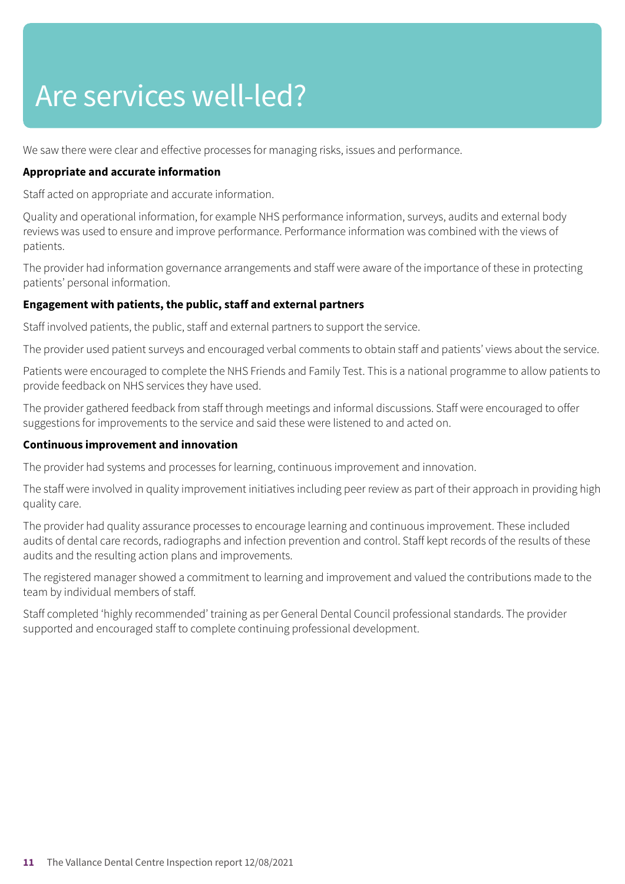# Are services well-led?

We saw there were clear and effective processes for managing risks, issues and performance.

**Appropriate and accurate information**

Staff acted on appropriate and accurate information.

Quality and operational information, for example NHS performance information, surveys, audits and external body reviews was used to ensure and improve performance. Performance information was combined with the views of patients.

The provider had information governance arrangements and staff were aware of the importance of these in protecting patients' personal information.

**Engagement with patients, the public, staff and external partners**

Staff involved patients, the public, staff and external partners to support the service.

The provider used patient surveys and encouraged verbal comments to obtain staff and patients' views about the service.

Patients were encouraged to complete the NHS Friends and Family Test. This is a national programme to allow patients to provide feedback on NHS services they have used.

The provider gathered feedback from staff through meetings and informal discussions. Staff were encouraged to offer suggestions for improvements to the service and said these were listened to and acted on.

**Continuous improvement and innovation**

The provider had systems and processes for learning, continuous improvement and innovation.

The staff were involved in quality improvement initiatives including peer review as part of their approach in providing high quality care.

The provider had quality assurance processes to encourage learning and continuous improvement. These included audits of dental care records, radiographs and infection prevention and control. Staff kept records of the results of these audits and the resulting action plans and improvements.

The registered manager showed a commitment to learning and improvement and valued the contributions made to the team by individual members of staff.

Staff completed 'highly recommended' training as per General Dental Council professional standards. The provider supported and encouraged staff to complete continuing professional development.